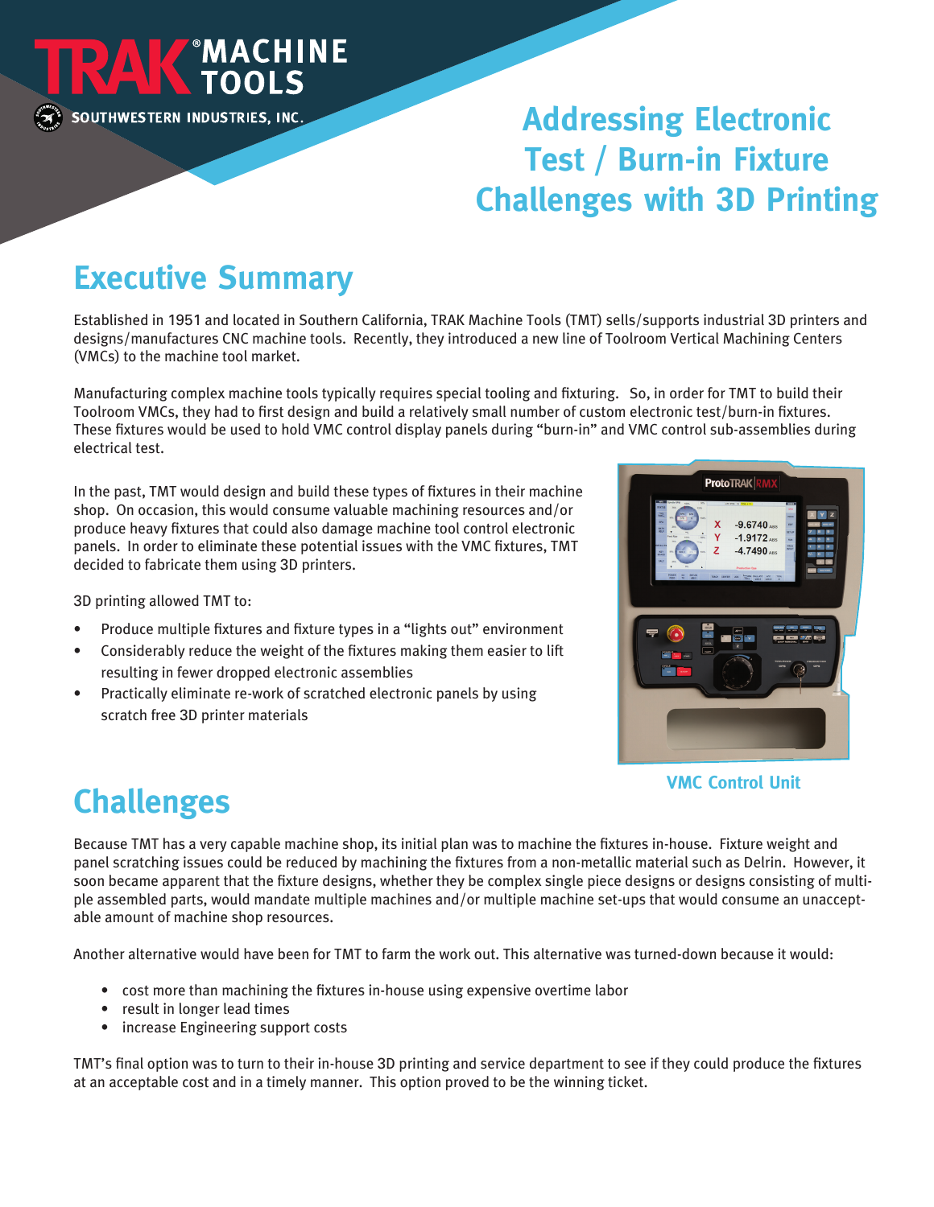TRAK® MACHINE TOOLS
SOUTHWESTERN INDUSTRIES, INC.

# Addressing Electronic Test / Burn-in Fixture Challenges with 3D Printing

## Executive Summary

Established in 1951 and located in Southern California, TRAK Machine Tools (TMT) sells/supports industrial 3D printers and designs/manufactures CNC machine tools. Recently, they introduced a new line of Toolroom Vertical Machining Centers (VMCs) to the machine tool market.

Manufacturing complex machine tools typically requires special tooling and fixturing. So, in order for TMT to build their Toolroom VMCs, they had to first design and build a relatively small number of custom electronic test/burn-in fixtures. These fixtures would be used to hold VMC control display panels during "burn-in" and VMC control sub-assemblies during electrical test.

In the past, TMT would design and build these types of fixtures in their machine shop. On occasion, this would consume valuable machining resources and/or produce heavy fixtures that could also damage machine tool control electronic panels. In order to eliminate these potential issues with the VMC fixtures, TMT decided to fabricate them using 3D printers.

3D printing allowed TMT to:

- Produce multiple fixtures and fixture types in a "lights out" environment
- Considerably reduce the weight of the fixtures making them easier to lift resulting in fewer dropped electronic assemblies
- Practically eliminate re-work of scratched electronic panels by using scratch free 3D printer materials

VMC Control Unit

## Challenges

Because TMT has a very capable machine shop, its initial plan was to machine the fixtures in-house. Fixture weight and panel scratching issues could be reduced by machining the fixtures from a non-metallic material such as Delrin. However, it soon became apparent that the fixture designs, whether they be complex single piece designs or designs consisting of multiple assembled parts, would mandate multiple machines and/or multiple machine set-ups that would consume an unacceptable amount of machine shop resources.

Another alternative would have been for TMT to farm the work out. This alternative was turned-down because it would:

- cost more than machining the fixtures in-house using expensive overtime labor
- result in longer lead times
- increase Engineering support costs

TMT's final option was to turn to their in-house 3D printing and service department to see if they could produce the fixtures at an acceptable cost and in a timely manner. This option proved to be the winning ticket.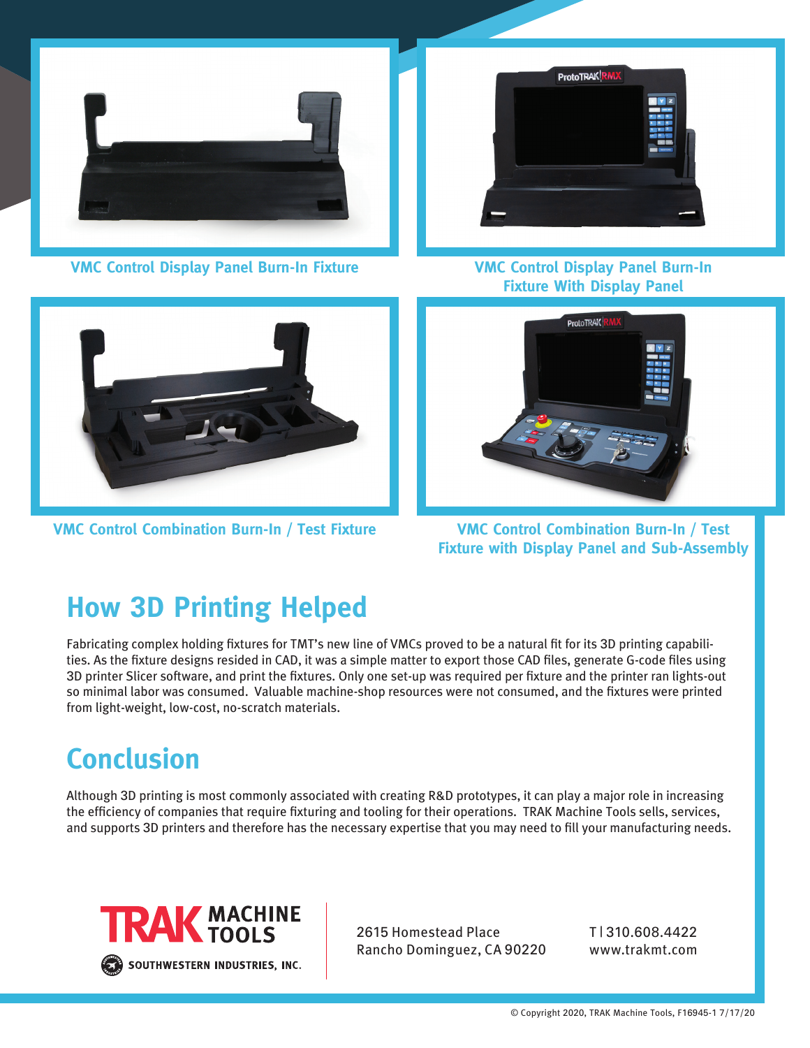VMC Control Display Panel Burn-In Fixture

VMC Control Display Panel Burn-In Fixture With Display Panel

VMC Control Combination Burn-In / Test Fixture

VMC Control Combination Burn-In / Test Fixture with Display Panel and Sub-Assembly

## How 3D Printing Helped

Fabricating complex holding fixtures for TMT's new line of VMCs proved to be a natural fit for its 3D printing capabilities. As the fixture designs resided in CAD, it was a simple matter to export those CAD files, generate G-code files using 3D printer Slicer software, and print the fixtures. Only one set-up was required per fixture and the printer ran lights-out so minimal labor was consumed. Valuable machine-shop resources were not consumed, and the fixtures were printed from light-weight, low-cost, no-scratch materials.

## Conclusion

Although 3D printing is most commonly associated with creating R&D prototypes, it can play a major role in increasing the efficiency of companies that require fixturing and tooling for their operations. TRAK Machine Tools sells, services, and supports 3D printers and therefore has the necessary expertise that you may need to fill your manufacturing needs.

TRAK MACHINE TOOLS
SOUTHWESTERN INDUSTRIES, INC.

2615 Homestead Place
Rancho Dominguez, CA 90220

T | 310.608.4422
www.trakmt.com

© Copyright 2020, TRAK Machine Tools, F16945-1 7/17/20